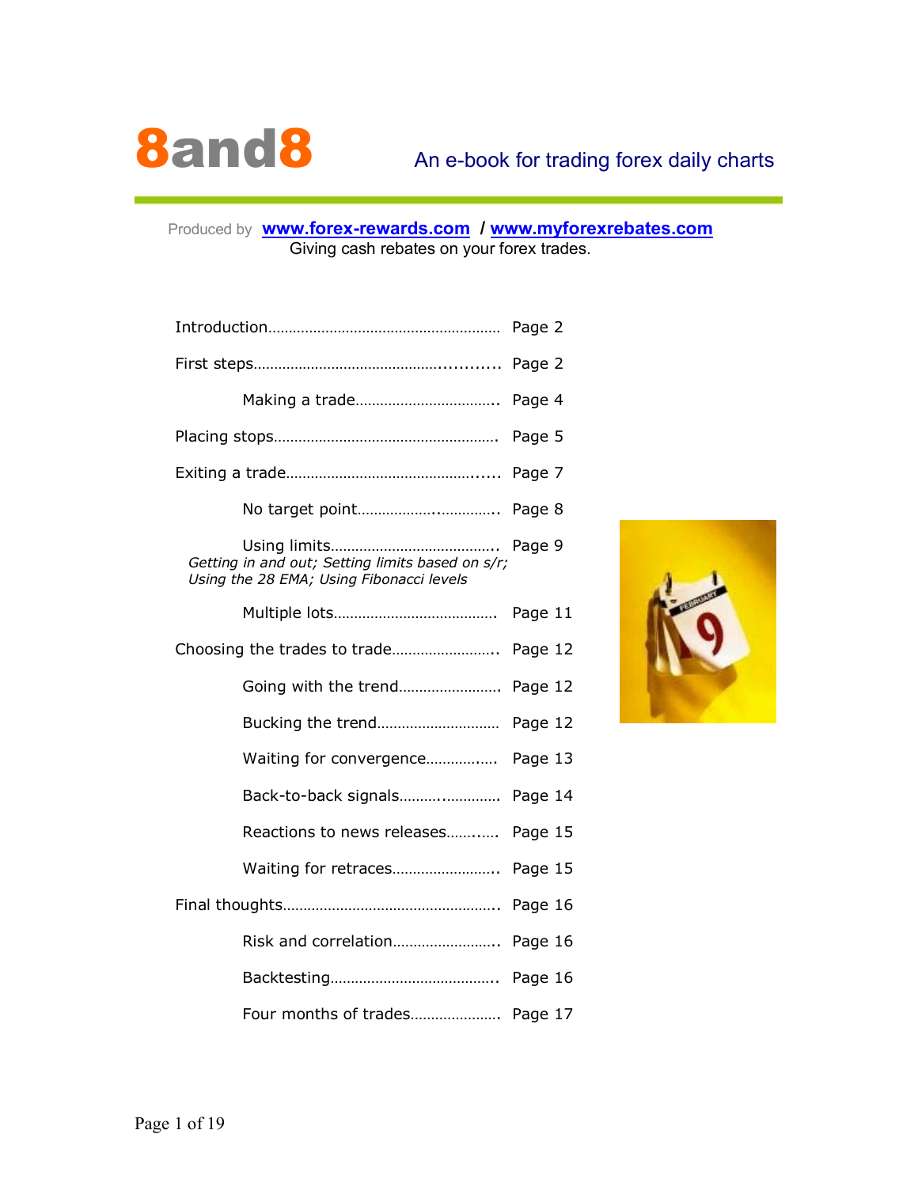# 8and8

An e-book for trading forex daily charts

Produced by **www.forex-rewards.com** / **www.myforexrebates.com**

Giving cash rebates on your forex trades.

| | |
|---|---|
| Introduction | Page 2 |
| First steps | Page 2 |
| Making a trade | Page 4 |
| Placing stops | Page 5 |
| Exiting a trade | Page 7 |
| No target point | Page 8 |
| Using limits<br>*Getting in and out; Setting limits based on s/r; Using the 28 EMA; Using Fibonacci levels* | Page 9 |
| Multiple lots | Page 11 |
| Choosing the trades to trade | Page 12 |
| Going with the trend | Page 12 |
| Bucking the trend | Page 12 |
| Waiting for convergence | Page 13 |
| Back-to-back signals | Page 14 |
| Reactions to news releases | Page 15 |
| Waiting for retraces | Page 15 |
| Final thoughts | Page 16 |
| Risk and correlation | Page 16 |
| Backtesting | Page 16 |
| Four months of trades | Page 17 |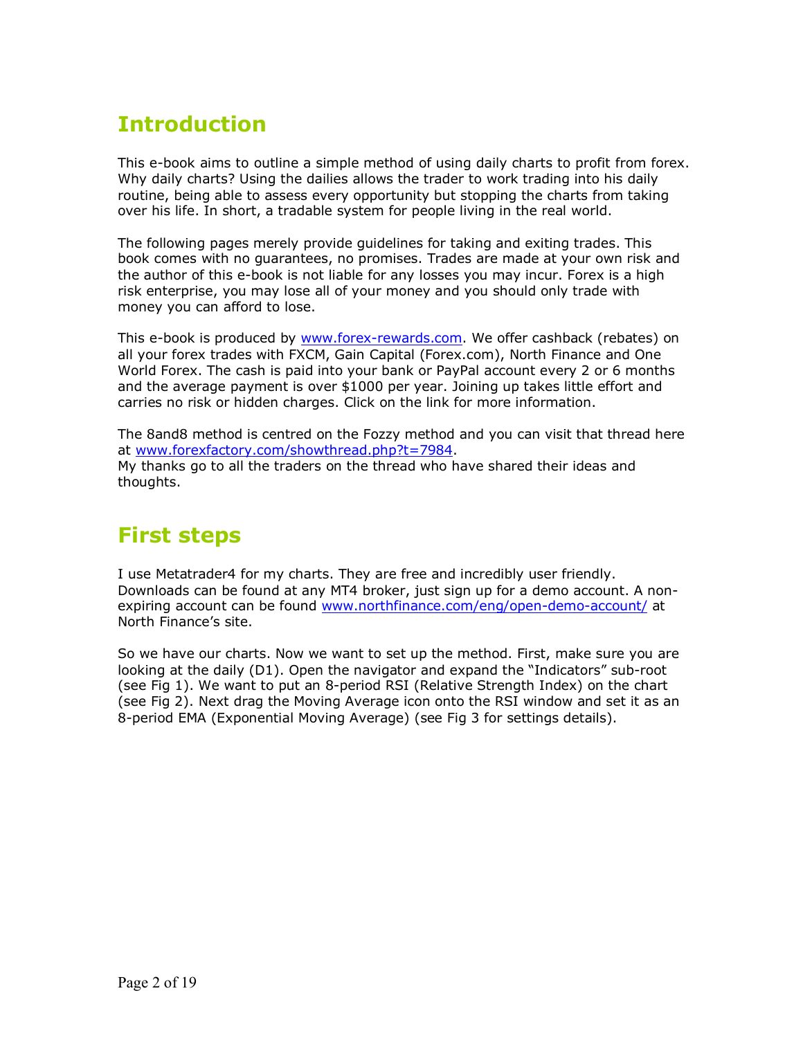## Introduction

This e-book aims to outline a simple method of using daily charts to profit from forex. Why daily charts? Using the dailies allows the trader to work trading into his daily routine, being able to assess every opportunity but stopping the charts from taking over his life. In short, a tradable system for people living in the real world.

The following pages merely provide guidelines for taking and exiting trades. This book comes with no guarantees, no promises. Trades are made at your own risk and the author of this e-book is not liable for any losses you may incur. Forex is a high risk enterprise, you may lose all of your money and you should only trade with money you can afford to lose.

This e-book is produced by [www.forex-rewards.com](http://www.forex-rewards.com). We offer cashback (rebates) on all your forex trades with FXCM, Gain Capital (Forex.com), North Finance and One World Forex. The cash is paid into your bank or PayPal account every 2 or 6 months and the average payment is over $1000 per year. Joining up takes little effort and carries no risk or hidden charges. Click on the link for more information.

The 8and8 method is centred on the Fozzy method and you can visit that thread here at [www.forexfactory.com/showthread.php?t=7984](http://www.forexfactory.com/showthread.php?t=7984).
My thanks go to all the traders on the thread who have shared their ideas and thoughts.

## First steps

I use Metatrader4 for my charts. They are free and incredibly user friendly. Downloads can be found at any MT4 broker, just sign up for a demo account. A non-expiring account can be found [www.northfinance.com/eng/open-demo-account/](http://www.northfinance.com/eng/open-demo-account/) at North Finance's site.

So we have our charts. Now we want to set up the method. First, make sure you are looking at the daily (D1). Open the navigator and expand the "Indicators" sub-root (see Fig 1). We want to put an 8-period RSI (Relative Strength Index) on the chart (see Fig 2). Next drag the Moving Average icon onto the RSI window and set it as an 8-period EMA (Exponential Moving Average) (see Fig 3 for settings details).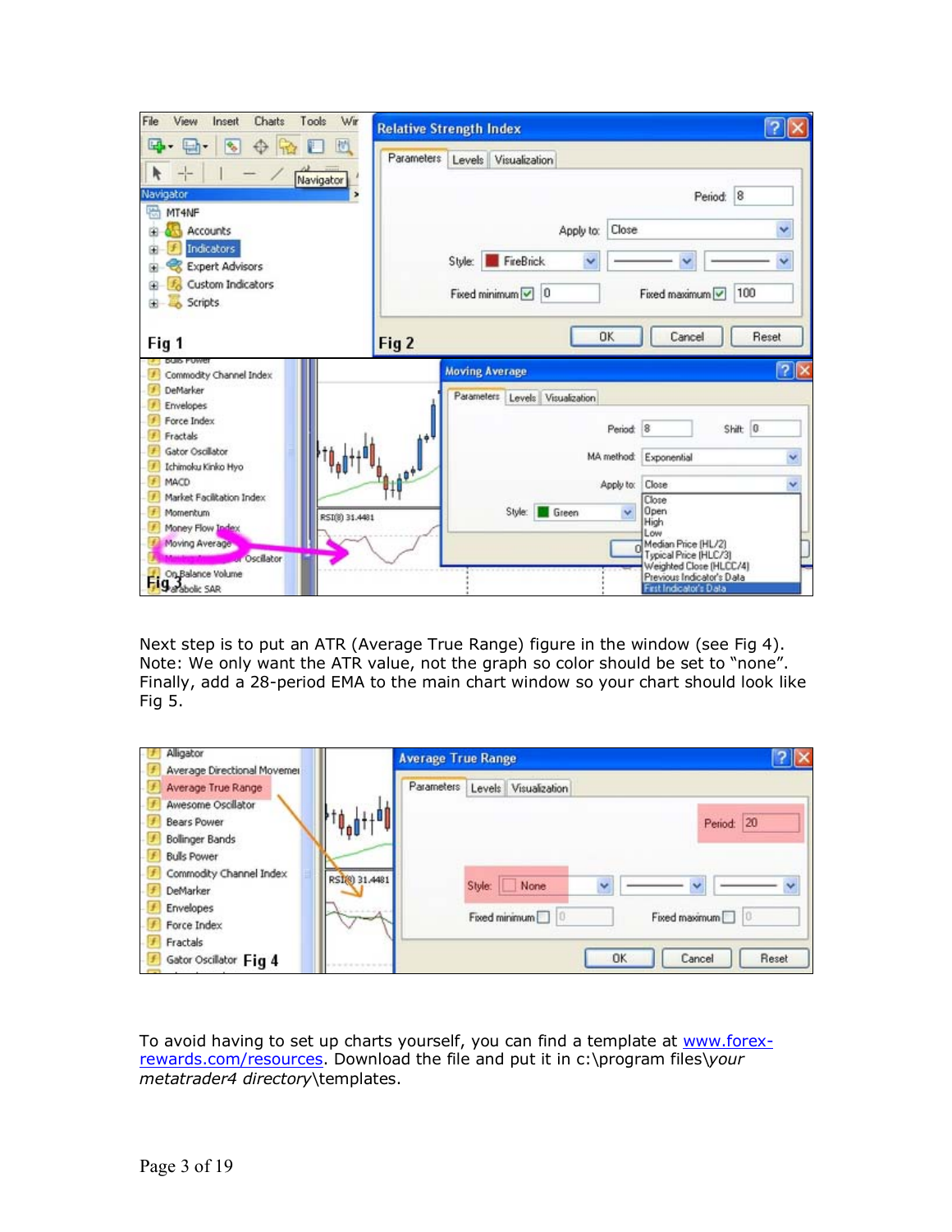Next step is to put an ATR (Average True Range) figure in the window (see Fig 4). Note: We only want the ATR value, not the graph so color should be set to "none". Finally, add a 28-period EMA to the main chart window so your chart should look like Fig 5.

To avoid having to set up charts yourself, you can find a template at [www.forex-rewards.com/resources](www.forex-rewards.com/resources). Download the file and put it in c:\program files\*your metatrader4 directory*\templates.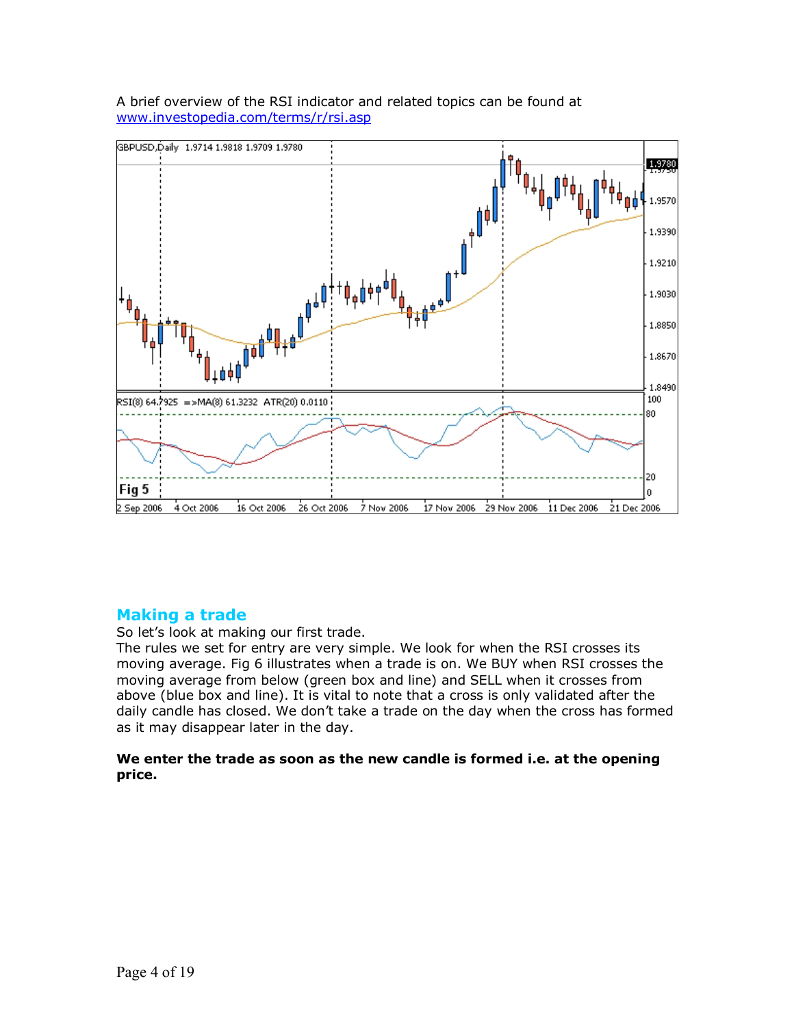A brief overview of the RSI indicator and related topics can be found at www.investopedia.com/terms/r/rsi.asp

## Making a trade

So let's look at making our first trade.
The rules we set for entry are very simple. We look for when the RSI crosses its moving average. Fig 6 illustrates when a trade is on. We BUY when RSI crosses the moving average from below (green box and line) and SELL when it crosses from above (blue box and line). It is vital to note that a cross is only validated after the daily candle has closed. We don't take a trade on the day when the cross has formed as it may disappear later in the day.

**We enter the trade as soon as the new candle is formed i.e. at the opening price.**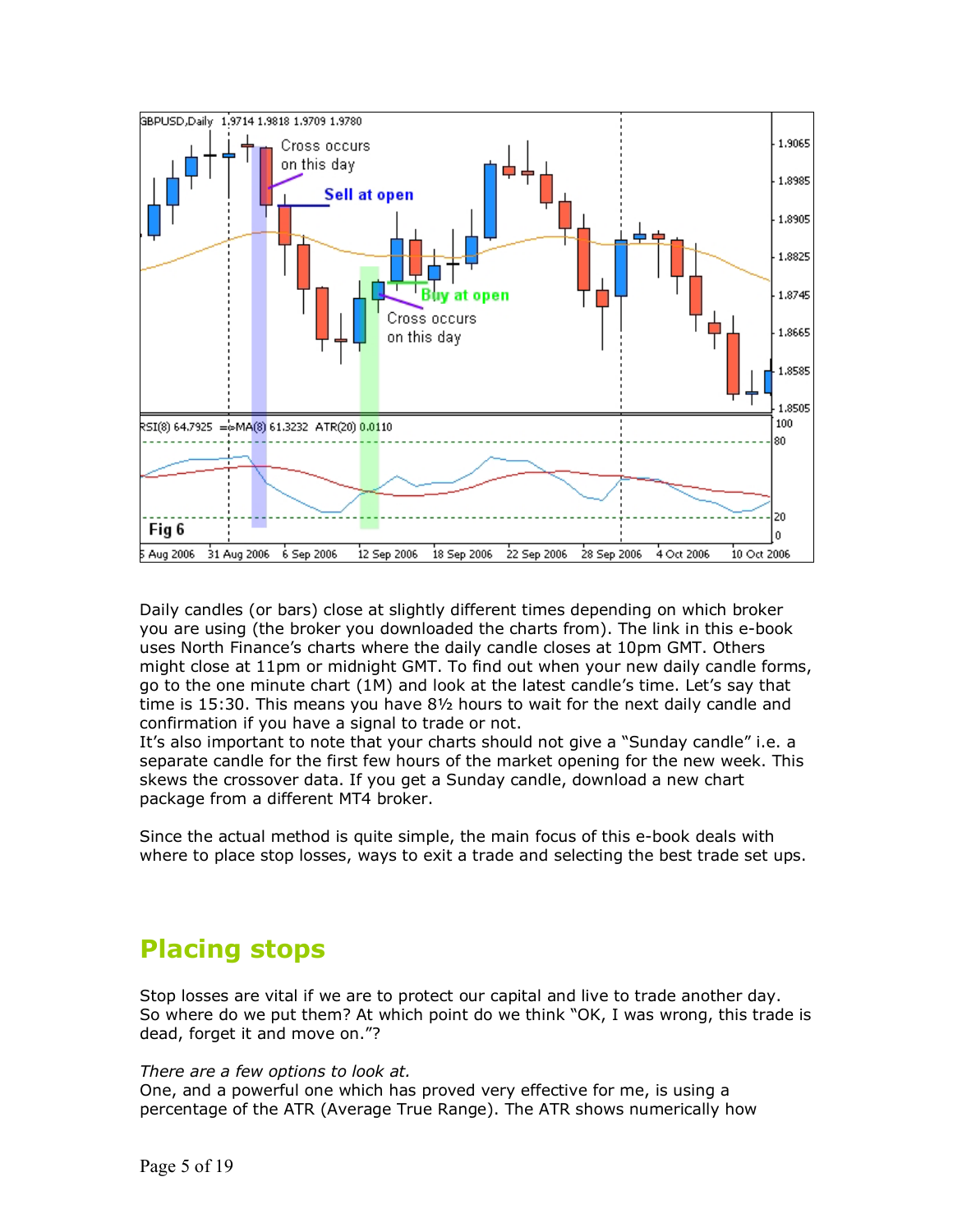Daily candles (or bars) close at slightly different times depending on which broker you are using (the broker you downloaded the charts from). The link in this e-book uses North Finance's charts where the daily candle closes at 10pm GMT. Others might close at 11pm or midnight GMT. To find out when your new daily candle forms, go to the one minute chart (1M) and look at the latest candle's time. Let's say that time is 15:30. This means you have 8½ hours to wait for the next daily candle and confirmation if you have a signal to trade or not.

It's also important to note that your charts should not give a "Sunday candle" i.e. a separate candle for the first few hours of the market opening for the new week. This skews the crossover data. If you get a Sunday candle, download a new chart package from a different MT4 broker.

Since the actual method is quite simple, the main focus of this e-book deals with where to place stop losses, ways to exit a trade and selecting the best trade set ups.

## Placing stops

Stop losses are vital if we are to protect our capital and live to trade another day. So where do we put them? At which point do we think "OK, I was wrong, this trade is dead, forget it and move on."?

*There are a few options to look at.*

One, and a powerful one which has proved very effective for me, is using a percentage of the ATR (Average True Range). The ATR shows numerically how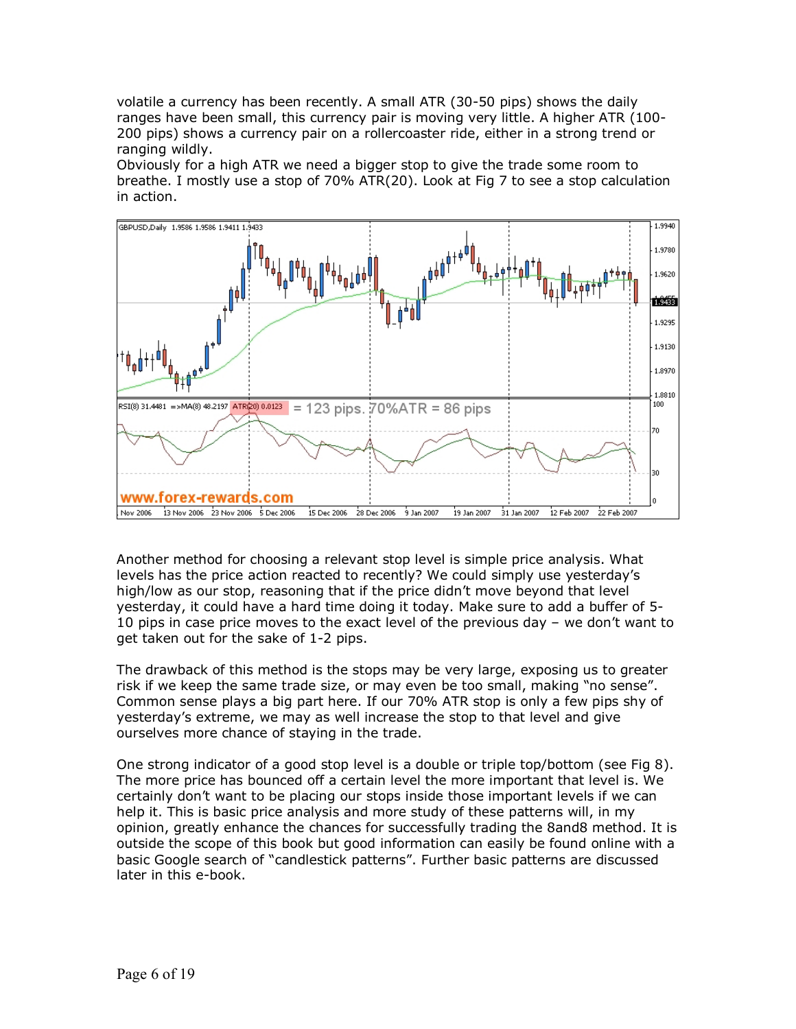volatile a currency has been recently. A small ATR (30-50 pips) shows the daily ranges have been small, this currency pair is moving very little. A higher ATR (100-200 pips) shows a currency pair on a rollercoaster ride, either in a strong trend or ranging wildly.
Obviously for a high ATR we need a bigger stop to give the trade some room to breathe. I mostly use a stop of 70% ATR(20). Look at Fig 7 to see a stop calculation in action.

Another method for choosing a relevant stop level is simple price analysis. What levels has the price action reacted to recently? We could simply use yesterday's high/low as our stop, reasoning that if the price didn't move beyond that level yesterday, it could have a hard time doing it today. Make sure to add a buffer of 5-10 pips in case price moves to the exact level of the previous day – we don't want to get taken out for the sake of 1-2 pips.

The drawback of this method is the stops may be very large, exposing us to greater risk if we keep the same trade size, or may even be too small, making "no sense". Common sense plays a big part here. If our 70% ATR stop is only a few pips shy of yesterday's extreme, we may as well increase the stop to that level and give ourselves more chance of staying in the trade.

One strong indicator of a good stop level is a double or triple top/bottom (see Fig 8). The more price has bounced off a certain level the more important that level is. We certainly don't want to be placing our stops inside those important levels if we can help it. This is basic price analysis and more study of these patterns will, in my opinion, greatly enhance the chances for successfully trading the 8and8 method. It is outside the scope of this book but good information can easily be found online with a basic Google search of "candlestick patterns". Further basic patterns are discussed later in this e-book.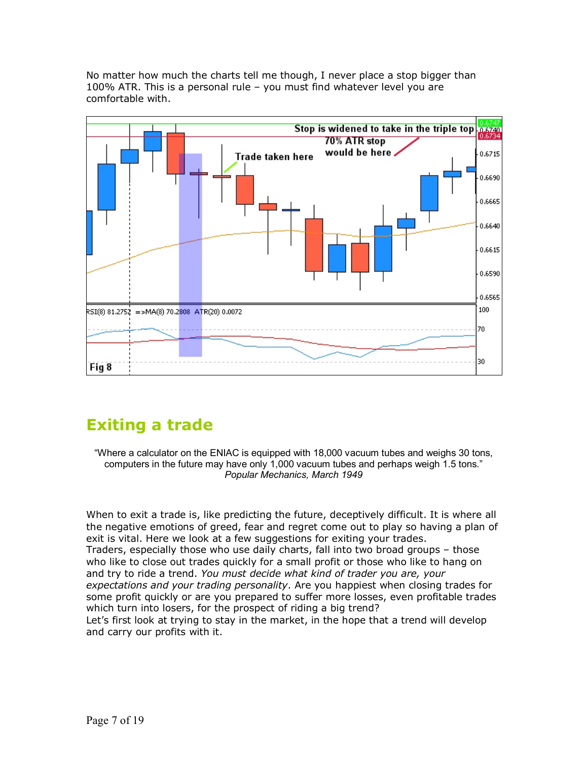No matter how much the charts tell me though, I never place a stop bigger than 100% ATR. This is a personal rule – you must find whatever level you are comfortable with.

Fig 8

## Exiting a trade

> "Where a calculator on the ENIAC is equipped with 18,000 vacuum tubes and weighs 30 tons, computers in the future may have only 1,000 vacuum tubes and perhaps weigh 1.5 tons."
> *Popular Mechanics, March 1949*

When to exit a trade is, like predicting the future, deceptively difficult. It is where all the negative emotions of greed, fear and regret come out to play so having a plan of exit is vital. Here we look at a few suggestions for exiting your trades.
Traders, especially those who use daily charts, fall into two broad groups – those who like to close out trades quickly for a small profit or those who like to hang on and try to ride a trend. *You must decide what kind of trader you are, your expectations and your trading personality*. Are you happiest when closing trades for some profit quickly or are you prepared to suffer more losses, even profitable trades which turn into losers, for the prospect of riding a big trend?
Let's first look at trying to stay in the market, in the hope that a trend will develop and carry our profits with it.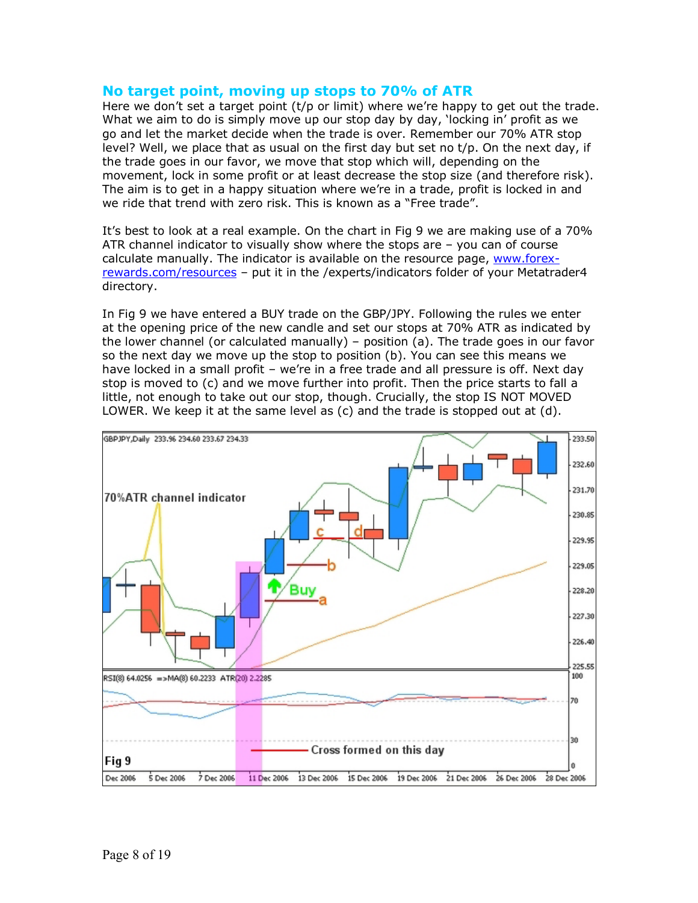## No target point, moving up stops to 70% of ATR

Here we don't set a target point (t/p or limit) where we're happy to get out the trade. What we aim to do is simply move up our stop day by day, 'locking in' profit as we go and let the market decide when the trade is over. Remember our 70% ATR stop level? Well, we place that as usual on the first day but set no t/p. On the next day, if the trade goes in our favor, we move that stop which will, depending on the movement, lock in some profit or at least decrease the stop size (and therefore risk). The aim is to get in a happy situation where we're in a trade, profit is locked in and we ride that trend with zero risk. This is known as a "Free trade".

It's best to look at a real example. On the chart in Fig 9 we are making use of a 70% ATR channel indicator to visually show where the stops are – you can of course calculate manually. The indicator is available on the resource page, [www.forex-rewards.com/resources](www.forex-rewards.com/resources) – put it in the /experts/indicators folder of your Metatrader4 directory.

In Fig 9 we have entered a BUY trade on the GBP/JPY. Following the rules we enter at the opening price of the new candle and set our stops at 70% ATR as indicated by the lower channel (or calculated manually) – position (a). The trade goes in our favor so the next day we move up the stop to position (b). You can see this means we have locked in a small profit – we're in a free trade and all pressure is off. Next day stop is moved to (c) and we move further into profit. Then the price starts to fall a little, not enough to take out our stop, though. Crucially, the stop IS NOT MOVED LOWER. We keep it at the same level as (c) and the trade is stopped out at (d).

Fig 9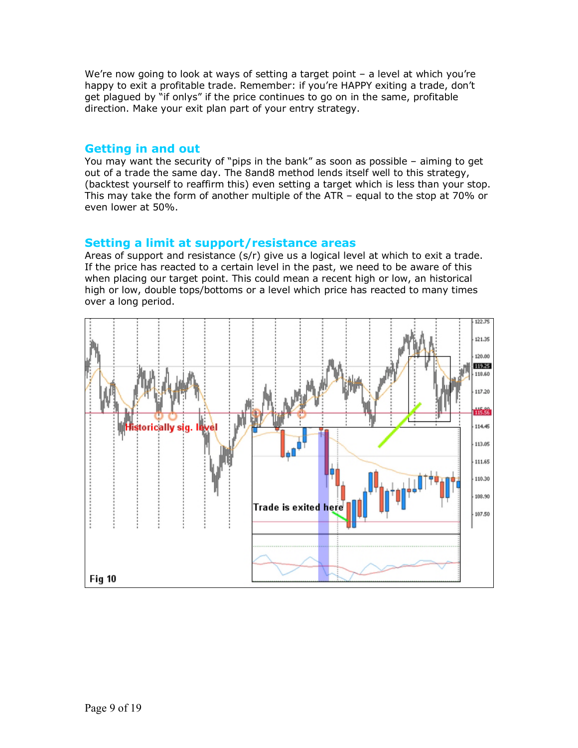We're now going to look at ways of setting a target point – a level at which you're happy to exit a profitable trade. Remember: if you're HAPPY exiting a trade, don't get plagued by "if onlys" if the price continues to go on in the same, profitable direction. Make your exit plan part of your entry strategy.

## Getting in and out

You may want the security of "pips in the bank" as soon as possible – aiming to get out of a trade the same day. The 8and8 method lends itself well to this strategy, (backtest yourself to reaffirm this) even setting a target which is less than your stop. This may take the form of another multiple of the ATR – equal to the stop at 70% or even lower at 50%.

## Setting a limit at support/resistance areas

Areas of support and resistance (s/r) give us a logical level at which to exit a trade. If the price has reacted to a certain level in the past, we need to be aware of this when placing our target point. This could mean a recent high or low, an historical high or low, double tops/bottoms or a level which price has reacted to many times over a long period.

Fig 10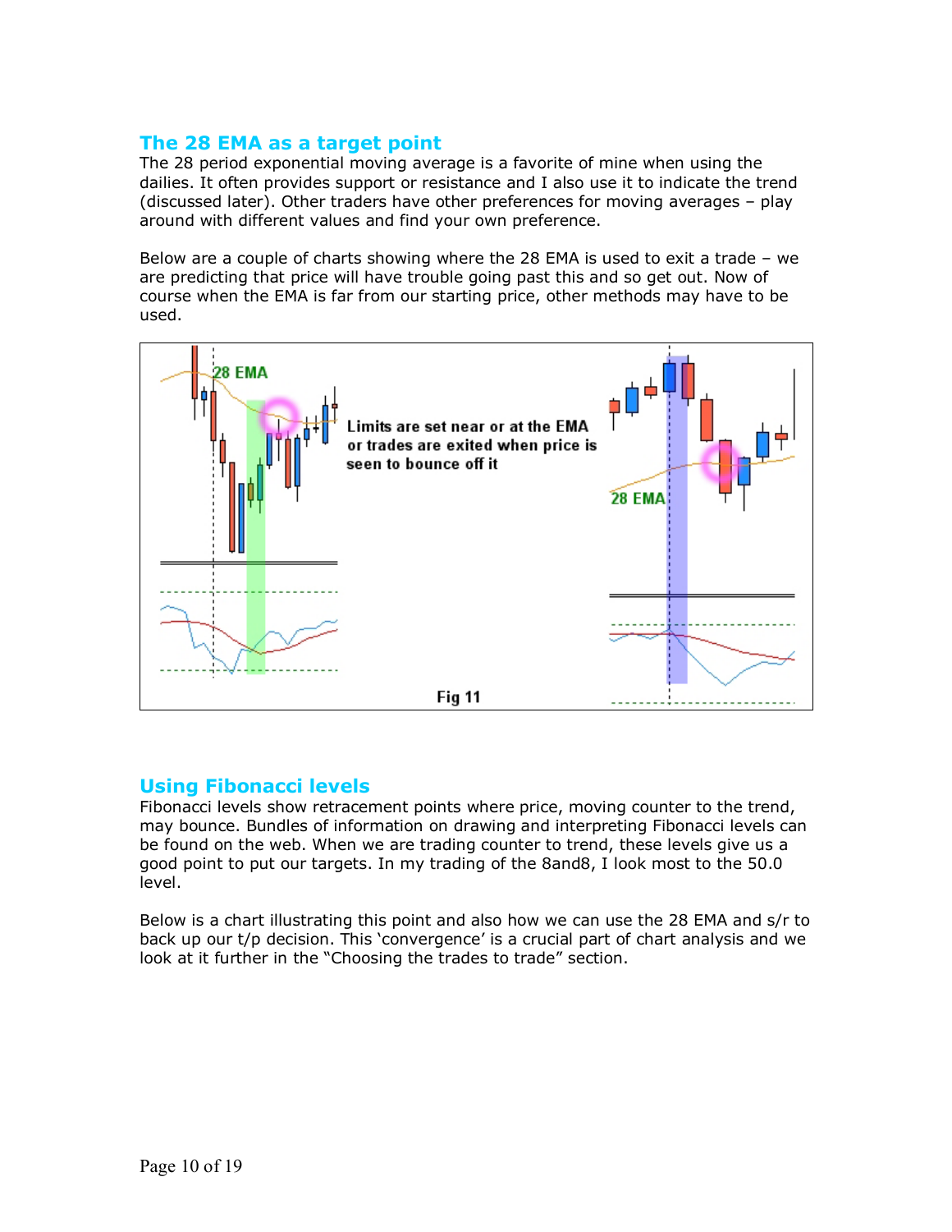## The 28 EMA as a target point

The 28 period exponential moving average is a favorite of mine when using the dailies. It often provides support or resistance and I also use it to indicate the trend (discussed later). Other traders have other preferences for moving averages – play around with different values and find your own preference.

Below are a couple of charts showing where the 28 EMA is used to exit a trade – we are predicting that price will have trouble going past this and so get out. Now of course when the EMA is far from our starting price, other methods may have to be used.

Fig 11

## Using Fibonacci levels

Fibonacci levels show retracement points where price, moving counter to the trend, may bounce. Bundles of information on drawing and interpreting Fibonacci levels can be found on the web. When we are trading counter to trend, these levels give us a good point to put our targets. In my trading of the 8and8, I look most to the 50.0 level.

Below is a chart illustrating this point and also how we can use the 28 EMA and s/r to back up our t/p decision. This 'convergence' is a crucial part of chart analysis and we look at it further in the "Choosing the trades to trade" section.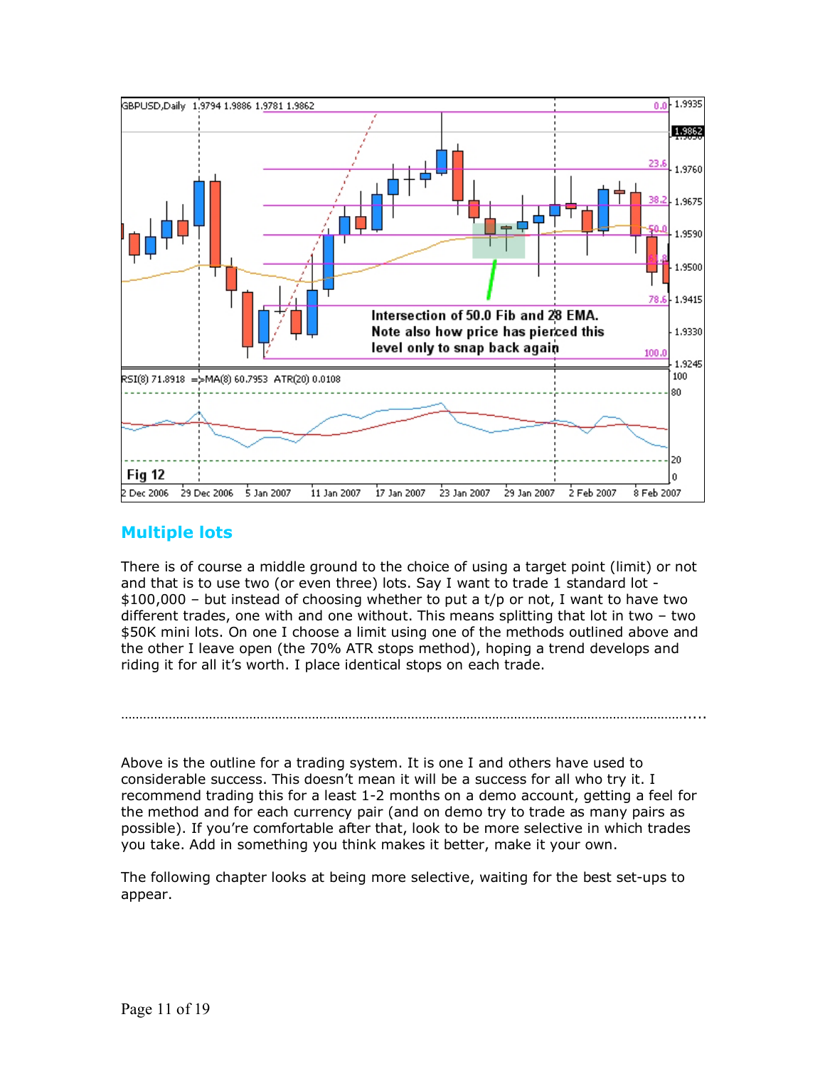## Multiple lots

There is of course a middle ground to the choice of using a target point (limit) or not and that is to use two (or even three) lots. Say I want to trade 1 standard lot - $100,000 – but instead of choosing whether to put a t/p or not, I want to have two different trades, one with and one without. This means splitting that lot in two – two $50K mini lots. On one I choose a limit using one of the methods outlined above and the other I leave open (the 70% ATR stops method), hoping a trend develops and riding it for all it's worth. I place identical stops on each trade.

……………………………………………………………………………………………………………………………….....

Above is the outline for a trading system. It is one I and others have used to considerable success. This doesn't mean it will be a success for all who try it. I recommend trading this for a least 1-2 months on a demo account, getting a feel for the method and for each currency pair (and on demo try to trade as many pairs as possible). If you're comfortable after that, look to be more selective in which trades you take. Add in something you think makes it better, make it your own.

The following chapter looks at being more selective, waiting for the best set-ups to appear.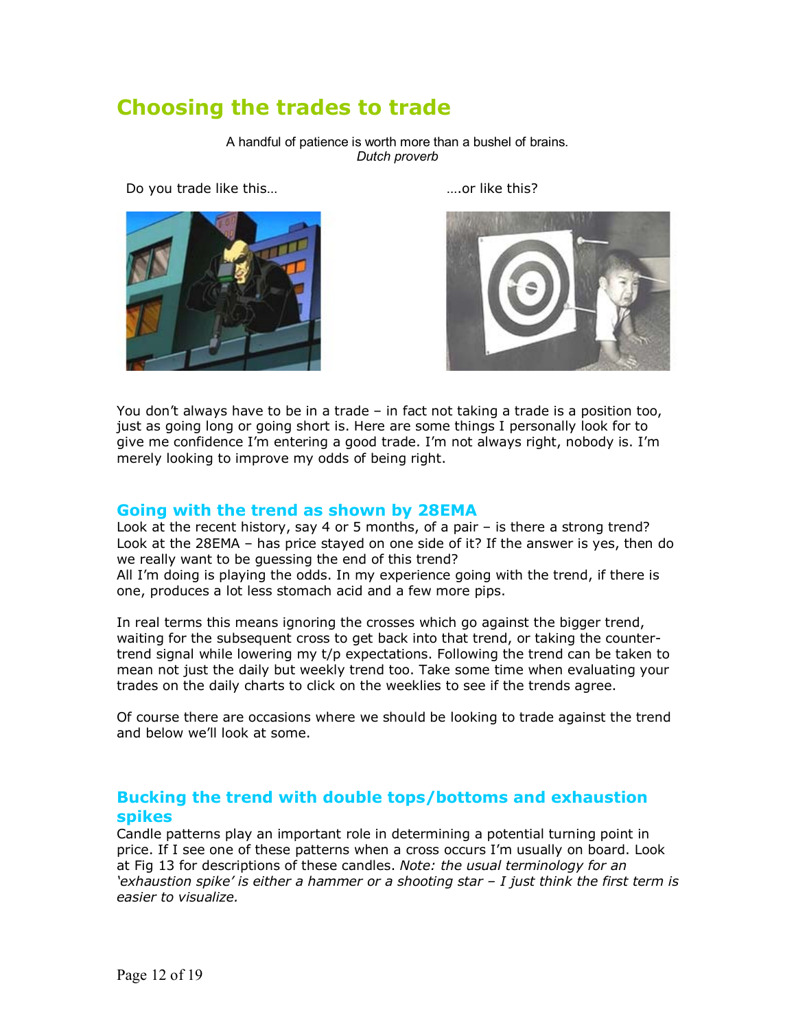# Choosing the trades to trade

A handful of patience is worth more than a bushel of brains.
*Dutch proverb*

Do you trade like this…

….or like this?

You don't always have to be in a trade – in fact not taking a trade is a position too, just as going long or going short is. Here are some things I personally look for to give me confidence I'm entering a good trade. I'm not always right, nobody is. I'm merely looking to improve my odds of being right.

## Going with the trend as shown by 28EMA

Look at the recent history, say 4 or 5 months, of a pair – is there a strong trend? Look at the 28EMA – has price stayed on one side of it? If the answer is yes, then do we really want to be guessing the end of this trend?
All I'm doing is playing the odds. In my experience going with the trend, if there is one, produces a lot less stomach acid and a few more pips.

In real terms this means ignoring the crosses which go against the bigger trend, waiting for the subsequent cross to get back into that trend, or taking the counter-trend signal while lowering my t/p expectations. Following the trend can be taken to mean not just the daily but weekly trend too. Take some time when evaluating your trades on the daily charts to click on the weeklies to see if the trends agree.

Of course there are occasions where we should be looking to trade against the trend and below we'll look at some.

## Bucking the trend with double tops/bottoms and exhaustion spikes

Candle patterns play an important role in determining a potential turning point in price. If I see one of these patterns when a cross occurs I'm usually on board. Look at Fig 13 for descriptions of these candles. *Note: the usual terminology for an 'exhaustion spike' is either a hammer or a shooting star – I just think the first term is easier to visualize.*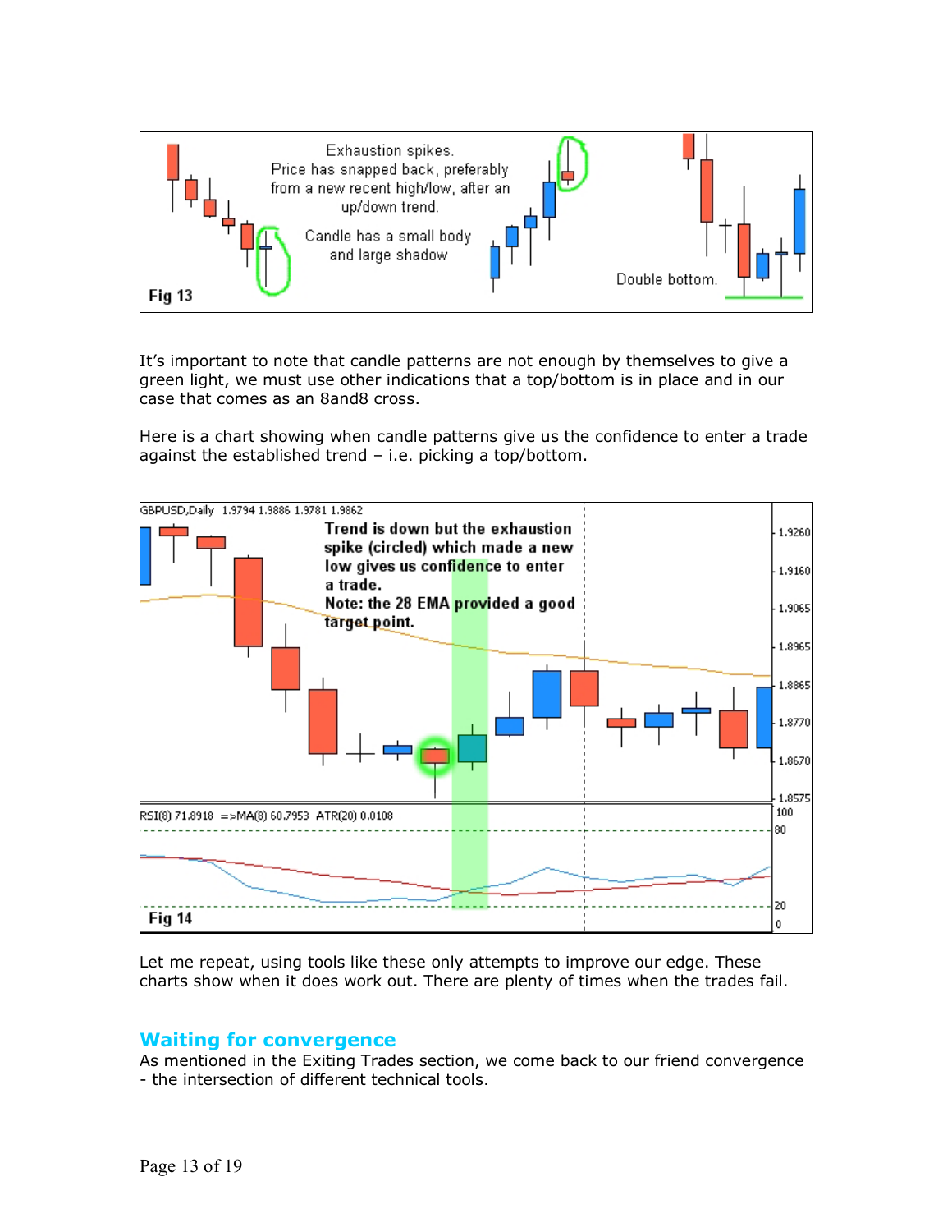It's important to note that candle patterns are not enough by themselves to give a green light, we must use other indications that a top/bottom is in place and in our case that comes as an 8and8 cross.

Here is a chart showing when candle patterns give us the confidence to enter a trade against the established trend – i.e. picking a top/bottom.

Let me repeat, using tools like these only attempts to improve our edge. These charts show when it does work out. There are plenty of times when the trades fail.

## Waiting for convergence

As mentioned in the Exiting Trades section, we come back to our friend convergence - the intersection of different technical tools.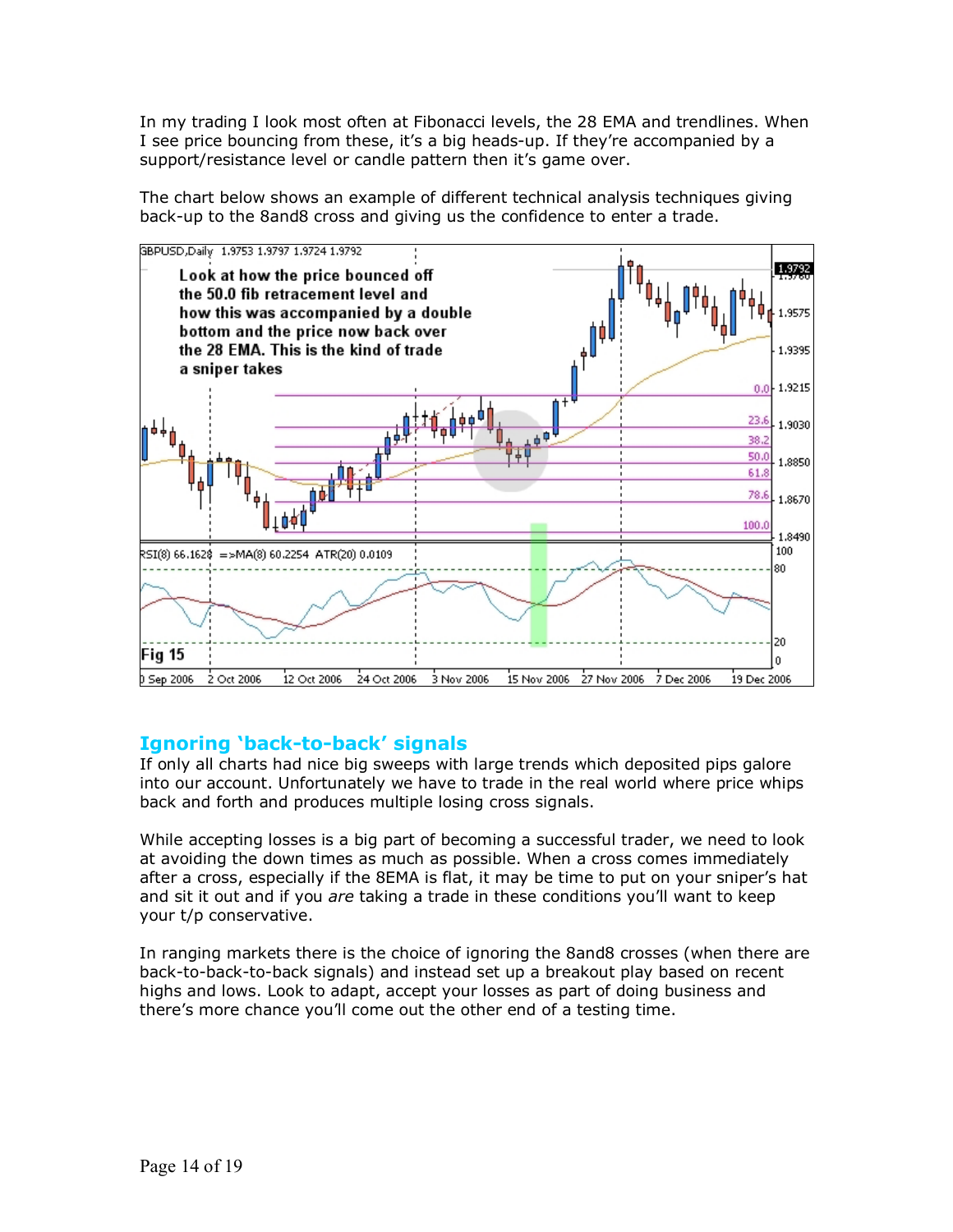In my trading I look most often at Fibonacci levels, the 28 EMA and trendlines. When I see price bouncing from these, it's a big heads-up. If they're accompanied by a support/resistance level or candle pattern then it's game over.

The chart below shows an example of different technical analysis techniques giving back-up to the 8and8 cross and giving us the confidence to enter a trade.

Fig 15

## Ignoring 'back-to-back' signals

If only all charts had nice big sweeps with large trends which deposited pips galore into our account. Unfortunately we have to trade in the real world where price whips back and forth and produces multiple losing cross signals.

While accepting losses is a big part of becoming a successful trader, we need to look at avoiding the down times as much as possible. When a cross comes immediately after a cross, especially if the 8EMA is flat, it may be time to put on your sniper's hat and sit it out and if you *are* taking a trade in these conditions you'll want to keep your t/p conservative.

In ranging markets there is the choice of ignoring the 8and8 crosses (when there are back-to-back-to-back signals) and instead set up a breakout play based on recent highs and lows. Look to adapt, accept your losses as part of doing business and there's more chance you'll come out the other end of a testing time.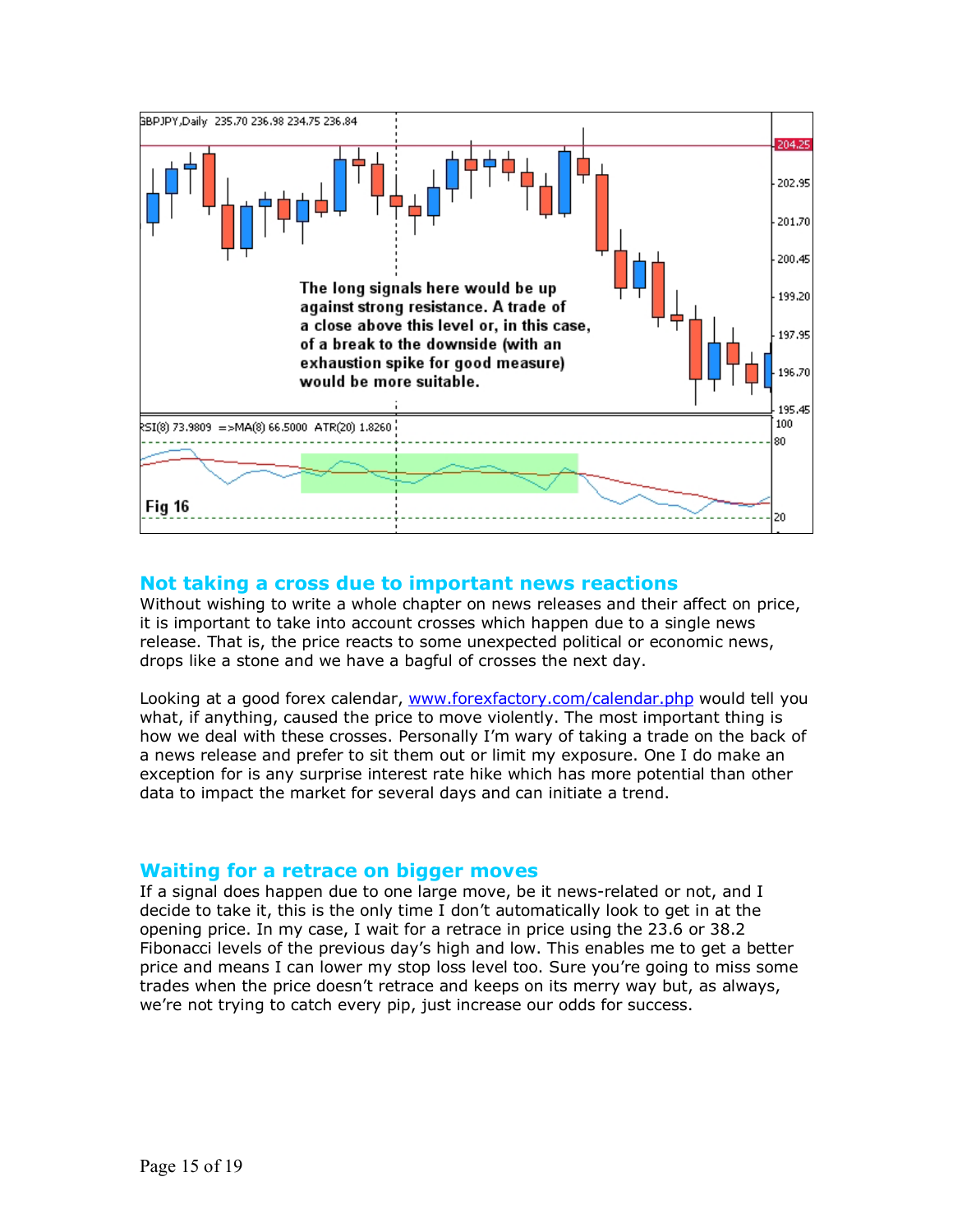## Not taking a cross due to important news reactions

Without wishing to write a whole chapter on news releases and their affect on price, it is important to take into account crosses which happen due to a single news release. That is, the price reacts to some unexpected political or economic news, drops like a stone and we have a bagful of crosses the next day.

Looking at a good forex calendar, [www.forexfactory.com/calendar.php](http://www.forexfactory.com/calendar.php) would tell you what, if anything, caused the price to move violently. The most important thing is how we deal with these crosses. Personally I'm wary of taking a trade on the back of a news release and prefer to sit them out or limit my exposure. One I do make an exception for is any surprise interest rate hike which has more potential than other data to impact the market for several days and can initiate a trend.

## Waiting for a retrace on bigger moves

If a signal does happen due to one large move, be it news-related or not, and I decide to take it, this is the only time I don't automatically look to get in at the opening price. In my case, I wait for a retrace in price using the 23.6 or 38.2 Fibonacci levels of the previous day's high and low. This enables me to get a better price and means I can lower my stop loss level too. Sure you're going to miss some trades when the price doesn't retrace and keeps on its merry way but, as always, we're not trying to catch every pip, just increase our odds for success.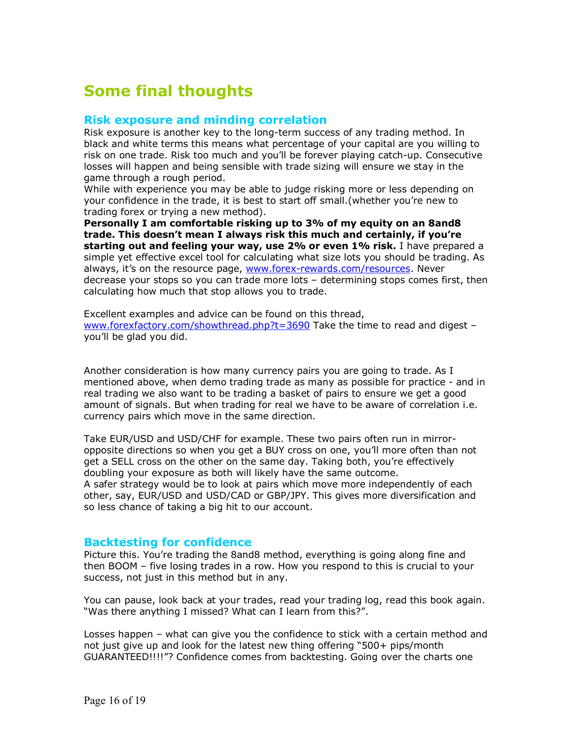# Some final thoughts

## Risk exposure and minding correlation

Risk exposure is another key to the long-term success of any trading method. In black and white terms this means what percentage of your capital are you willing to risk on one trade. Risk too much and you'll be forever playing catch-up. Consecutive losses will happen and being sensible with trade sizing will ensure we stay in the game through a rough period.

While with experience you may be able to judge risking more or less depending on your confidence in the trade, it is best to start off small.(whether you're new to trading forex or trying a new method).

**Personally I am comfortable risking up to 3% of my equity on an 8and8 trade. This doesn't mean I always risk this much and certainly, if you're starting out and feeling your way, use 2% or even 1% risk.** I have prepared a simple yet effective excel tool for calculating what size lots you should be trading. As always, it's on the resource page, [www.forex-rewards.com/resources](www.forex-rewards.com/resources). Never decrease your stops so you can trade more lots – determining stops comes first, then calculating how much that stop allows you to trade.

Excellent examples and advice can be found on this thread, [www.forexfactory.com/showthread.php?t=3690](www.forexfactory.com/showthread.php?t=3690) Take the time to read and digest – you'll be glad you did.

Another consideration is how many currency pairs you are going to trade. As I mentioned above, when demo trading trade as many as possible for practice - and in real trading we also want to be trading a basket of pairs to ensure we get a good amount of signals. But when trading for real we have to be aware of correlation i.e. currency pairs which move in the same direction.

Take EUR/USD and USD/CHF for example. These two pairs often run in mirror-opposite directions so when you get a BUY cross on one, you'll more often than not get a SELL cross on the other on the same day. Taking both, you're effectively doubling your exposure as both will likely have the same outcome.

A safer strategy would be to look at pairs which move more independently of each other, say, EUR/USD and USD/CAD or GBP/JPY. This gives more diversification and so less chance of taking a big hit to our account.

## Backtesting for confidence

Picture this. You're trading the 8and8 method, everything is going along fine and then BOOM – five losing trades in a row. How you respond to this is crucial to your success, not just in this method but in any.

You can pause, look back at your trades, read your trading log, read this book again. "Was there anything I missed? What can I learn from this?".

Losses happen – what can give you the confidence to stick with a certain method and not just give up and look for the latest new thing offering "500+ pips/month GUARANTEED!!!!"? Confidence comes from backtesting. Going over the charts one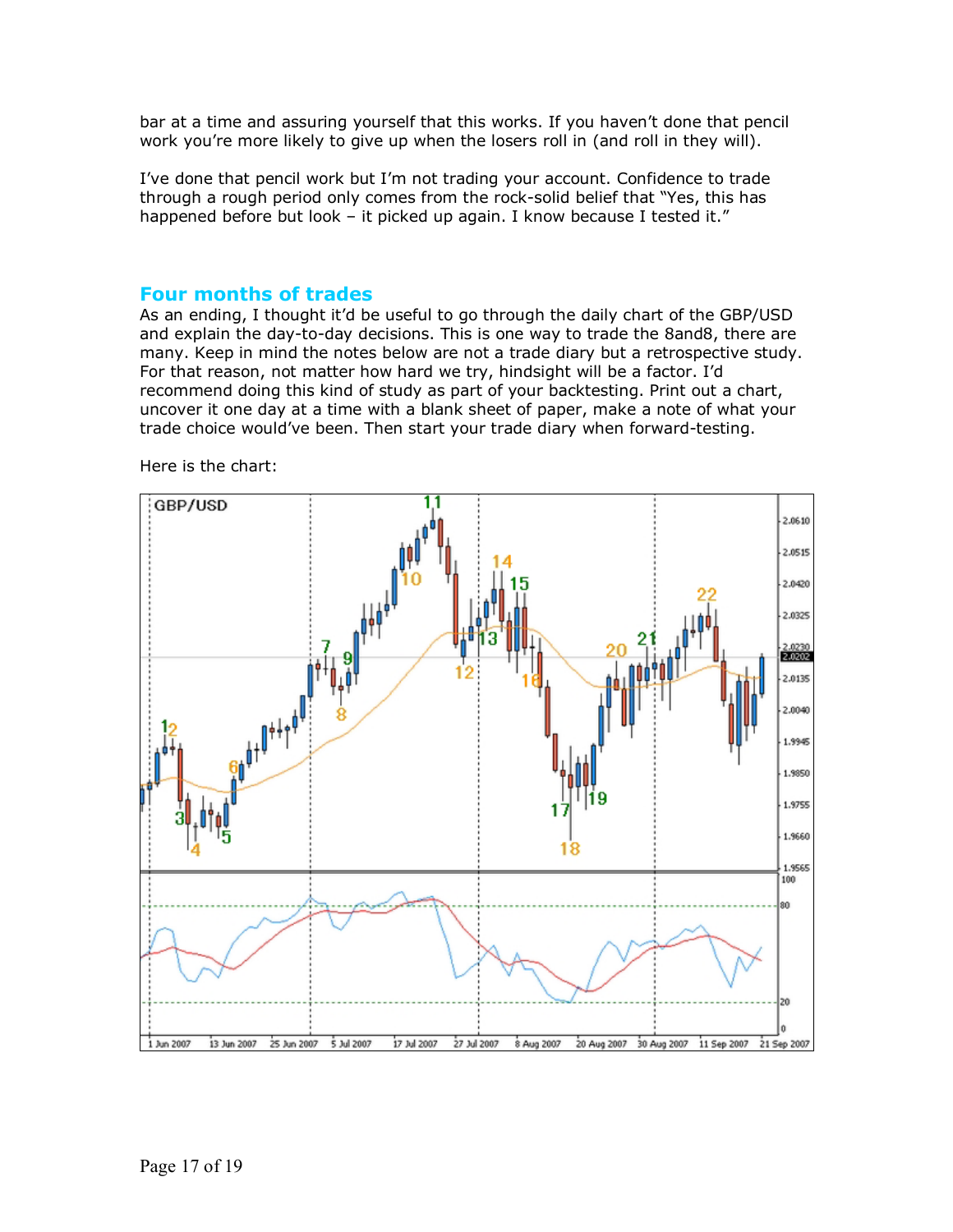bar at a time and assuring yourself that this works. If you haven't done that pencil work you're more likely to give up when the losers roll in (and roll in they will).

I've done that pencil work but I'm not trading your account. Confidence to trade through a rough period only comes from the rock-solid belief that "Yes, this has happened before but look – it picked up again. I know because I tested it."

## Four months of trades

As an ending, I thought it'd be useful to go through the daily chart of the GBP/USD and explain the day-to-day decisions. This is one way to trade the 8and8, there are many. Keep in mind the notes below are not a trade diary but a retrospective study. For that reason, not matter how hard we try, hindsight will be a factor. I'd recommend doing this kind of study as part of your backtesting. Print out a chart, uncover it one day at a time with a blank sheet of paper, make a note of what your trade choice would've been. Then start your trade diary when forward-testing.

Here is the chart: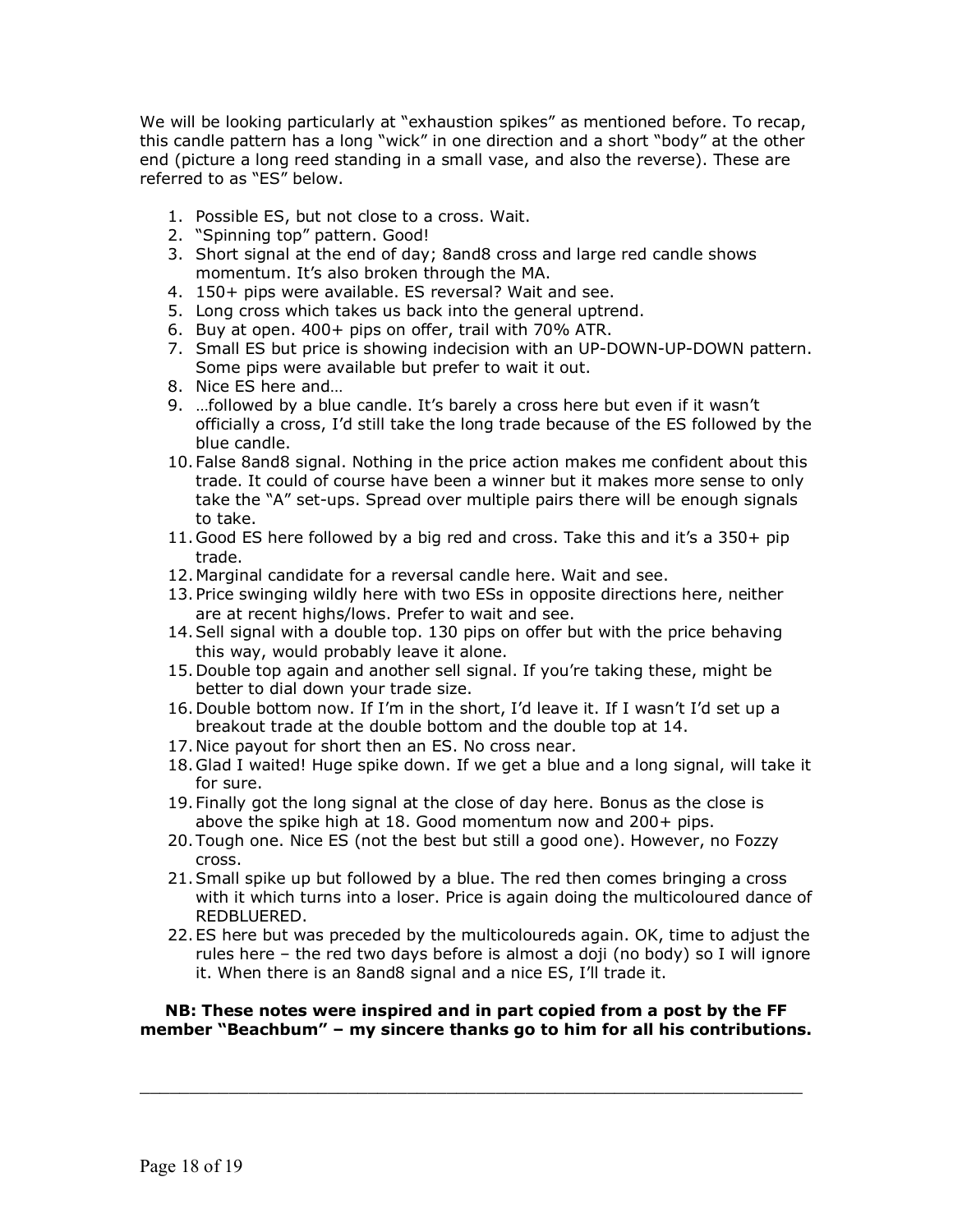We will be looking particularly at "exhaustion spikes" as mentioned before. To recap, this candle pattern has a long "wick" in one direction and a short "body" at the other end (picture a long reed standing in a small vase, and also the reverse). These are referred to as "ES" below.

1. Possible ES, but not close to a cross. Wait.
2. "Spinning top" pattern. Good!
3. Short signal at the end of day; 8and8 cross and large red candle shows momentum. It's also broken through the MA.
4. 150+ pips were available. ES reversal? Wait and see.
5. Long cross which takes us back into the general uptrend.
6. Buy at open. 400+ pips on offer, trail with 70% ATR.
7. Small ES but price is showing indecision with an UP-DOWN-UP-DOWN pattern. Some pips were available but prefer to wait it out.
8. Nice ES here and…
9. …followed by a blue candle. It's barely a cross here but even if it wasn't officially a cross, I'd still take the long trade because of the ES followed by the blue candle.
10. False 8and8 signal. Nothing in the price action makes me confident about this trade. It could of course have been a winner but it makes more sense to only take the "A" set-ups. Spread over multiple pairs there will be enough signals to take.
11. Good ES here followed by a big red and cross. Take this and it's a 350+ pip trade.
12. Marginal candidate for a reversal candle here. Wait and see.
13. Price swinging wildly here with two ESs in opposite directions here, neither are at recent highs/lows. Prefer to wait and see.
14. Sell signal with a double top. 130 pips on offer but with the price behaving this way, would probably leave it alone.
15. Double top again and another sell signal. If you're taking these, might be better to dial down your trade size.
16. Double bottom now. If I'm in the short, I'd leave it. If I wasn't I'd set up a breakout trade at the double bottom and the double top at 14.
17. Nice payout for short then an ES. No cross near.
18. Glad I waited! Huge spike down. If we get a blue and a long signal, will take it for sure.
19. Finally got the long signal at the close of day here. Bonus as the close is above the spike high at 18. Good momentum now and 200+ pips.
20. Tough one. Nice ES (not the best but still a good one). However, no Fozzy cross.
21. Small spike up but followed by a blue. The red then comes bringing a cross with it which turns into a loser. Price is again doing the multicoloured dance of REDBLUERED.
22. ES here but was preceded by the multicoloureds again. OK, time to adjust the rules here – the red two days before is almost a doji (no body) so I will ignore it. When there is an 8and8 signal and a nice ES, I'll trade it.

**NB: These notes were inspired and in part copied from a post by the FF member "Beachbum" – my sincere thanks go to him for all his contributions.**

---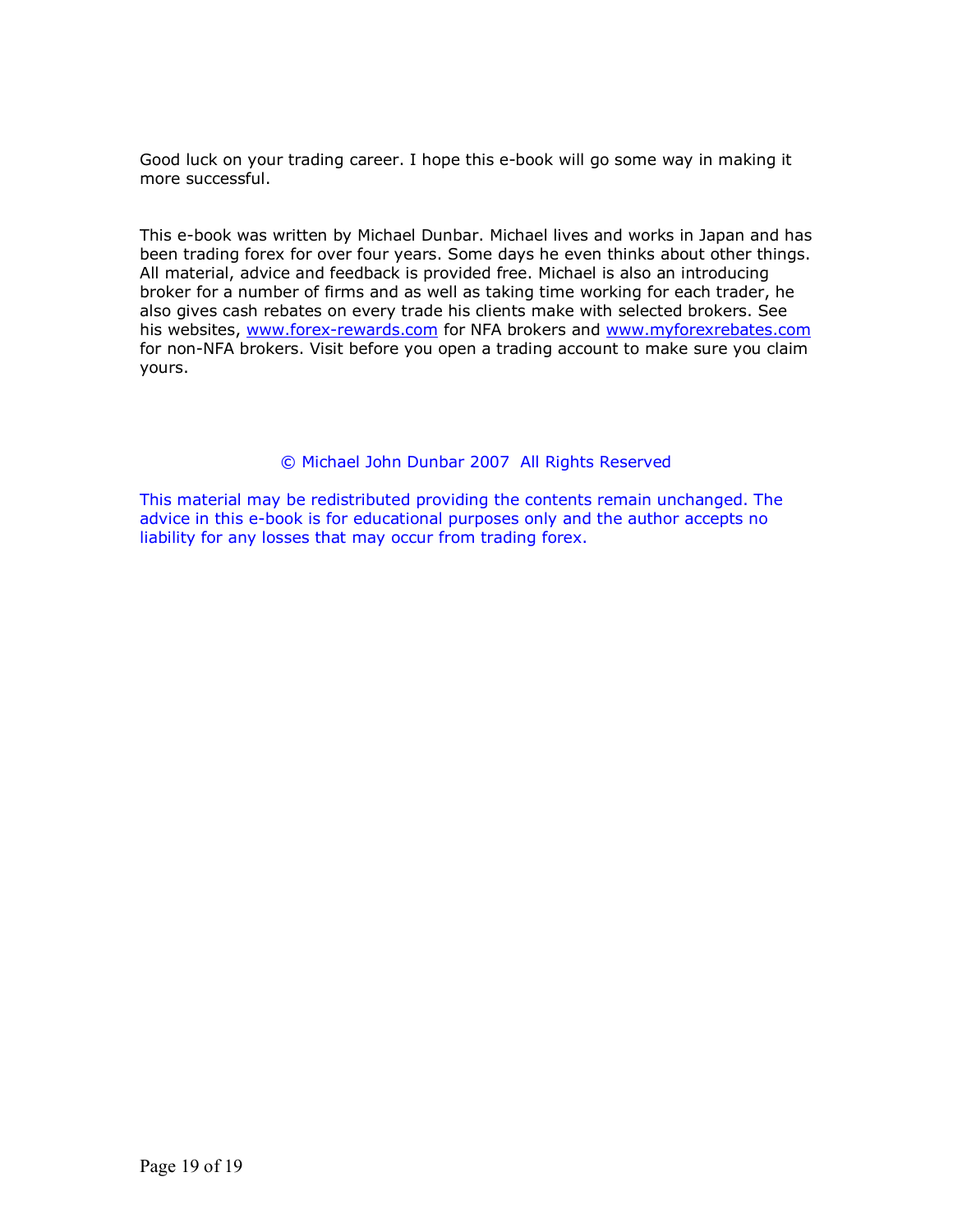Good luck on your trading career. I hope this e-book will go some way in making it more successful.

This e-book was written by Michael Dunbar. Michael lives and works in Japan and has been trading forex for over four years. Some days he even thinks about other things. All material, advice and feedback is provided free. Michael is also an introducing broker for a number of firms and as well as taking time working for each trader, he also gives cash rebates on every trade his clients make with selected brokers. See his websites, [www.forex-rewards.com](http://www.forex-rewards.com) for NFA brokers and [www.myforexrebates.com](http://www.myforexrebates.com) for non-NFA brokers. Visit before you open a trading account to make sure you claim yours.

© Michael John Dunbar 2007 All Rights Reserved

This material may be redistributed providing the contents remain unchanged. The advice in this e-book is for educational purposes only and the author accepts no liability for any losses that may occur from trading forex.